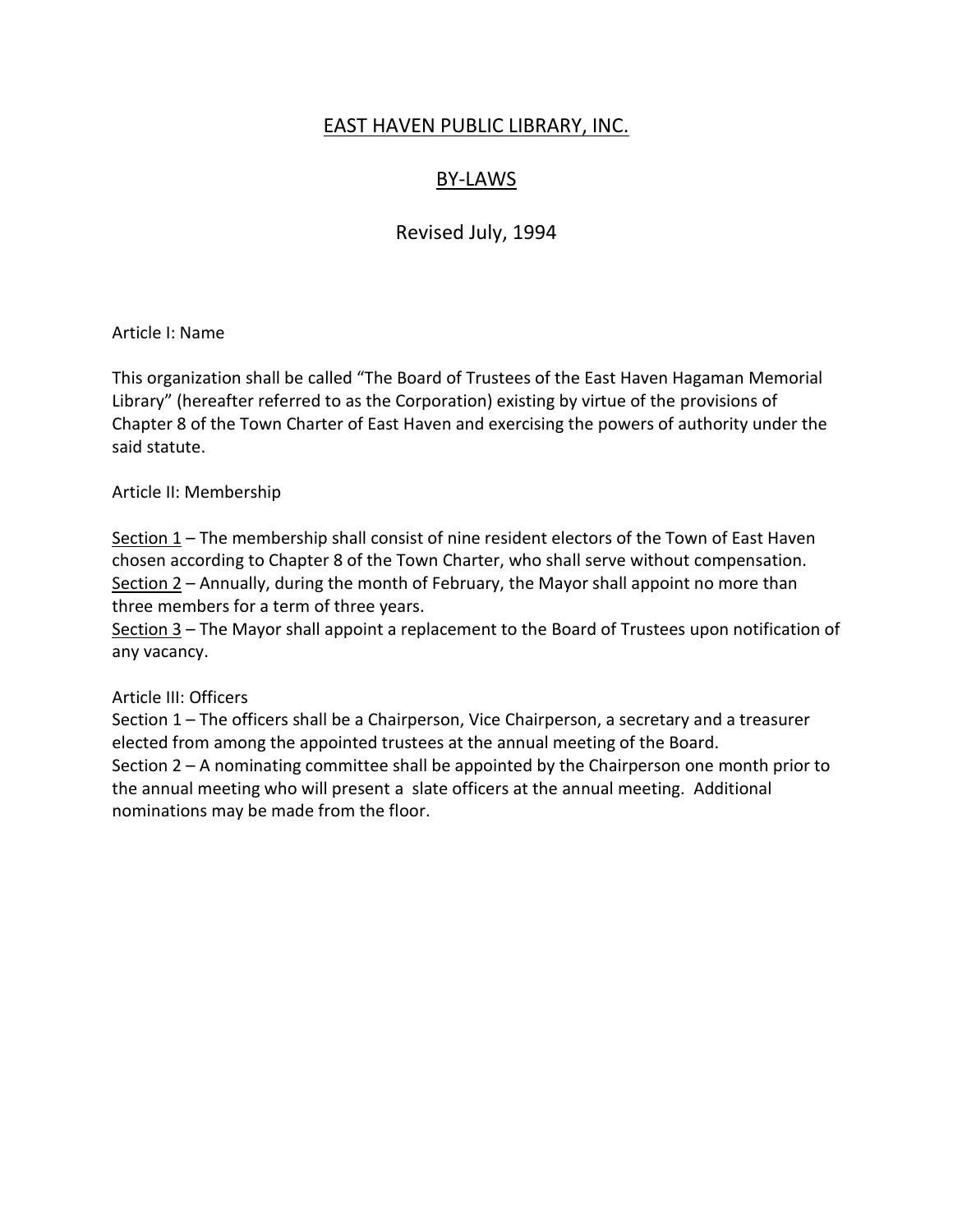# EAST HAVEN PUBLIC LIBRARY, INC.

## BY-LAWS

Revised July, 1994

Article I: Name

This organization shall be called "The Board of Trustees of the East Haven Hagaman Memorial Library" (hereafter referred to as the Corporation) existing by virtue of the provisions of Chapter 8 of the Town Charter of East Haven and exercising the powers of authority under the said statute.

Article II: Membership

Section 1 – The membership shall consist of nine resident electors of the Town of East Haven chosen according to Chapter 8 of the Town Charter, who shall serve without compensation.
Section 2 – Annually, during the month of February, the Mayor shall appoint no more than three members for a term of three years.
Section 3 – The Mayor shall appoint a replacement to the Board of Trustees upon notification of any vacancy.

Article III: Officers
Section 1 – The officers shall be a Chairperson, Vice Chairperson, a secretary and a treasurer elected from among the appointed trustees at the annual meeting of the Board.
Section 2 – A nominating committee shall be appointed by the Chairperson one month prior to the annual meeting who will present a slate officers at the annual meeting. Additional nominations may be made from the floor.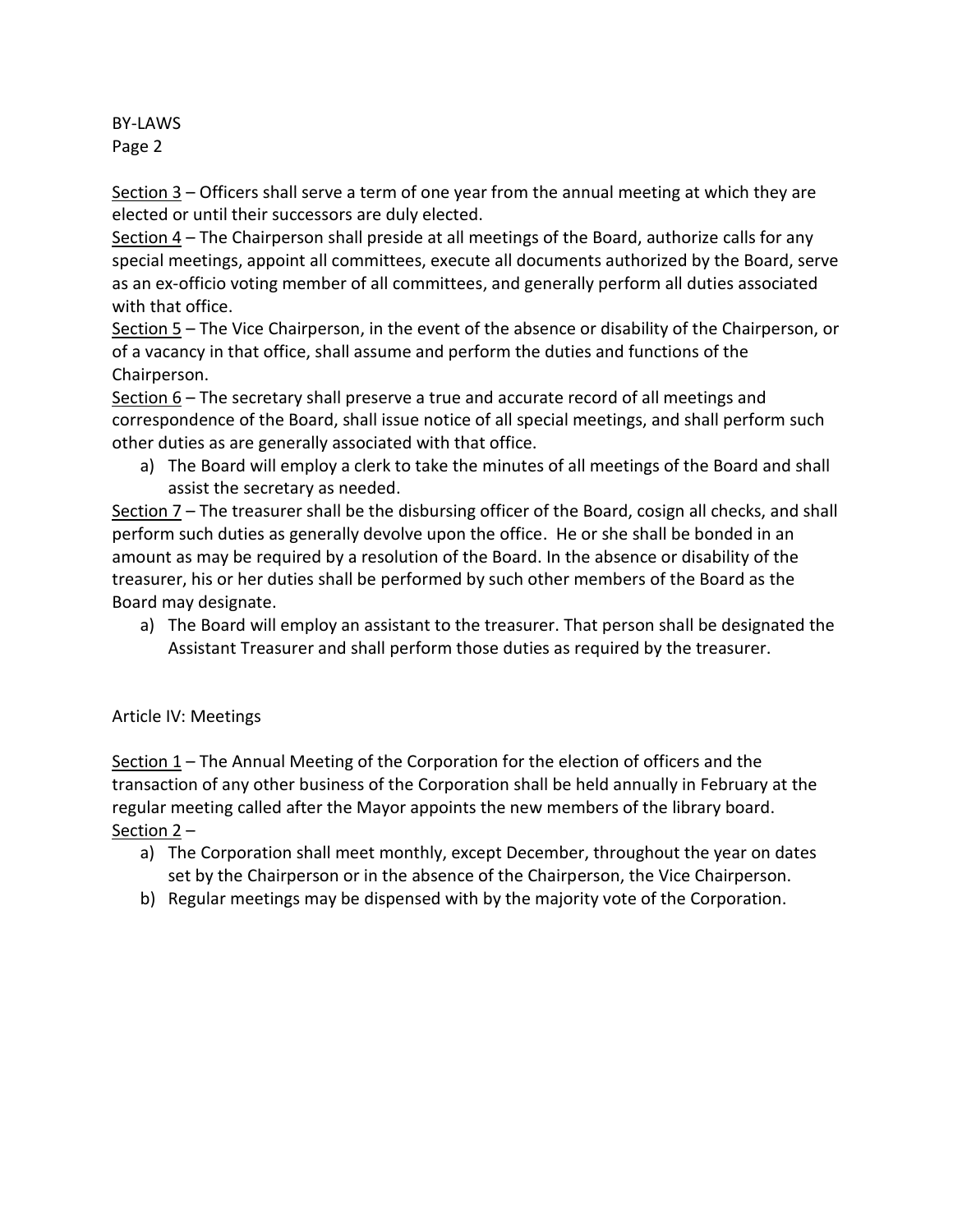Section 3 – Officers shall serve a term of one year from the annual meeting at which they are elected or until their successors are duly elected.

Section 4 – The Chairperson shall preside at all meetings of the Board, authorize calls for any special meetings, appoint all committees, execute all documents authorized by the Board, serve as an ex-officio voting member of all committees, and generally perform all duties associated with that office.

Section 5 – The Vice Chairperson, in the event of the absence or disability of the Chairperson, or of a vacancy in that office, shall assume and perform the duties and functions of the Chairperson.

Section 6 – The secretary shall preserve a true and accurate record of all meetings and correspondence of the Board, shall issue notice of all special meetings, and shall perform such other duties as are generally associated with that office.

a) The Board will employ a clerk to take the minutes of all meetings of the Board and shall assist the secretary as needed.

Section 7 – The treasurer shall be the disbursing officer of the Board, cosign all checks, and shall perform such duties as generally devolve upon the office. He or she shall be bonded in an amount as may be required by a resolution of the Board. In the absence or disability of the treasurer, his or her duties shall be performed by such other members of the Board as the Board may designate.

a) The Board will employ an assistant to the treasurer. That person shall be designated the Assistant Treasurer and shall perform those duties as required by the treasurer.

## Article IV: Meetings

Section 1 – The Annual Meeting of the Corporation for the election of officers and the transaction of any other business of the Corporation shall be held annually in February at the regular meeting called after the Mayor appoints the new members of the library board.

Section 2 –

a) The Corporation shall meet monthly, except December, throughout the year on dates set by the Chairperson or in the absence of the Chairperson, the Vice Chairperson.
b) Regular meetings may be dispensed with by the majority vote of the Corporation.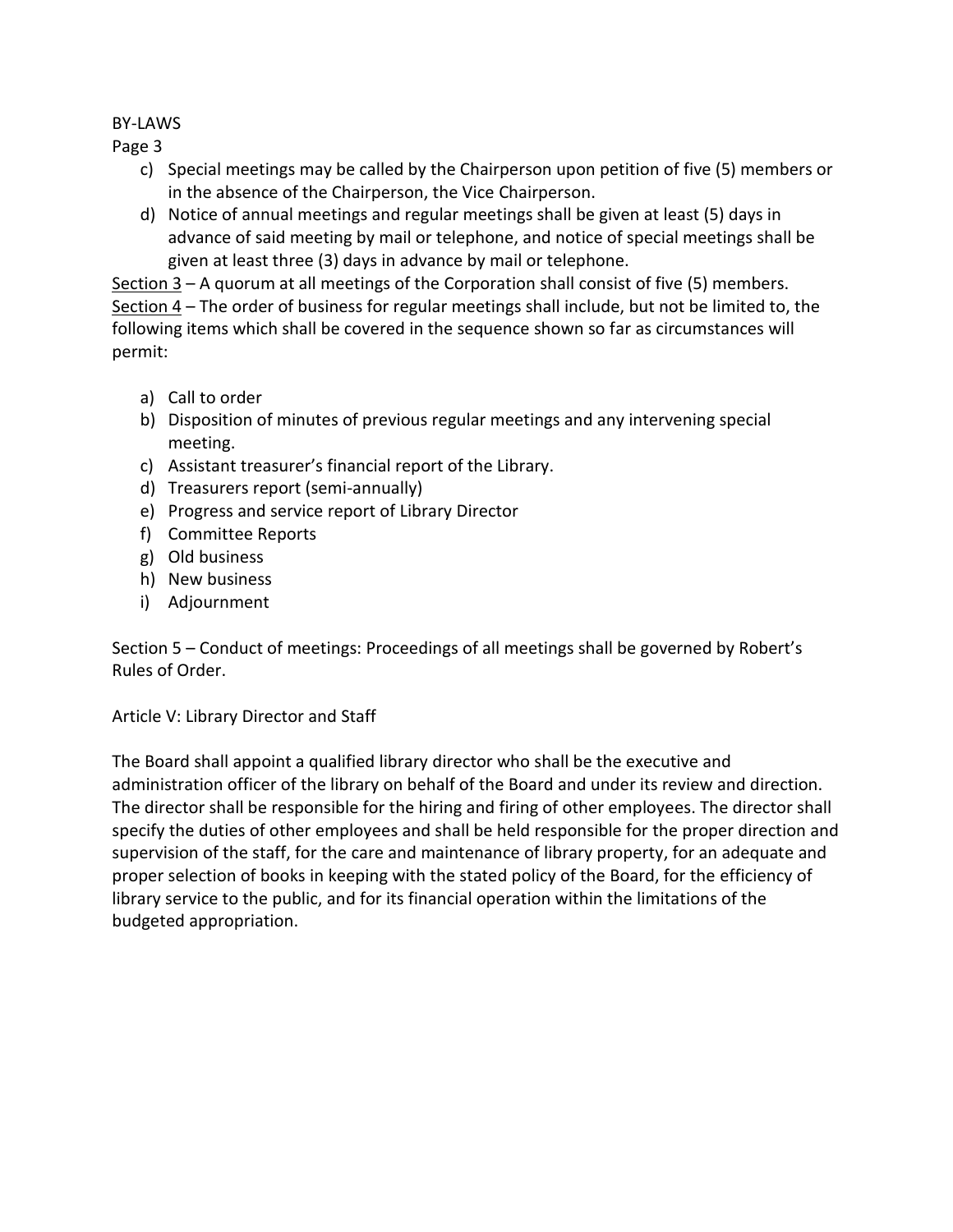c) Special meetings may be called by the Chairperson upon petition of five (5) members or in the absence of the Chairperson, the Vice Chairperson.
d) Notice of annual meetings and regular meetings shall be given at least (5) days in advance of said meeting by mail or telephone, and notice of special meetings shall be given at least three (3) days in advance by mail or telephone.

<u>Section 3</u> – A quorum at all meetings of the Corporation shall consist of five (5) members.

<u>Section 4</u> – The order of business for regular meetings shall include, but not be limited to, the following items which shall be covered in the sequence shown so far as circumstances will permit:

a) Call to order
b) Disposition of minutes of previous regular meetings and any intervening special meeting.
c) Assistant treasurer's financial report of the Library.
d) Treasurers report (semi-annually)
e) Progress and service report of Library Director
f) Committee Reports
g) Old business
h) New business
i) Adjournment

Section 5 – Conduct of meetings: Proceedings of all meetings shall be governed by Robert's Rules of Order.

Article V: Library Director and Staff

The Board shall appoint a qualified library director who shall be the executive and administration officer of the library on behalf of the Board and under its review and direction. The director shall be responsible for the hiring and firing of other employees. The director shall specify the duties of other employees and shall be held responsible for the proper direction and supervision of the staff, for the care and maintenance of library property, for an adequate and proper selection of books in keeping with the stated policy of the Board, for the efficiency of library service to the public, and for its financial operation within the limitations of the budgeted appropriation.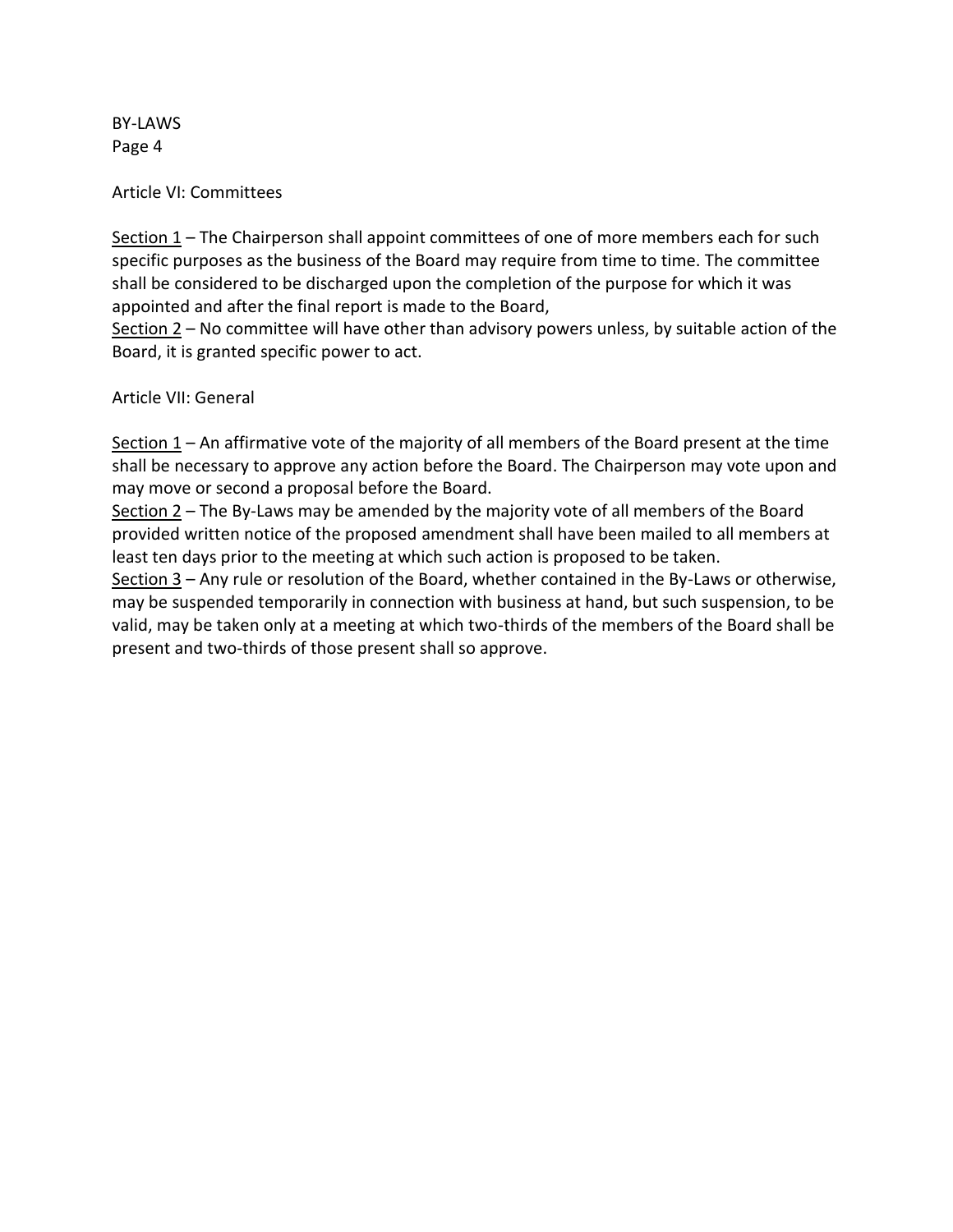## Article VI: Committees

<u>Section 1</u> – The Chairperson shall appoint committees of one of more members each for such specific purposes as the business of the Board may require from time to time. The committee shall be considered to be discharged upon the completion of the purpose for which it was appointed and after the final report is made to the Board,

<u>Section 2</u> – No committee will have other than advisory powers unless, by suitable action of the Board, it is granted specific power to act.

## Article VII: General

<u>Section 1</u> – An affirmative vote of the majority of all members of the Board present at the time shall be necessary to approve any action before the Board. The Chairperson may vote upon and may move or second a proposal before the Board.

<u>Section 2</u> – The By-Laws may be amended by the majority vote of all members of the Board provided written notice of the proposed amendment shall have been mailed to all members at least ten days prior to the meeting at which such action is proposed to be taken.

<u>Section 3</u> – Any rule or resolution of the Board, whether contained in the By-Laws or otherwise, may be suspended temporarily in connection with business at hand, but such suspension, to be valid, may be taken only at a meeting at which two-thirds of the members of the Board shall be present and two-thirds of those present shall so approve.